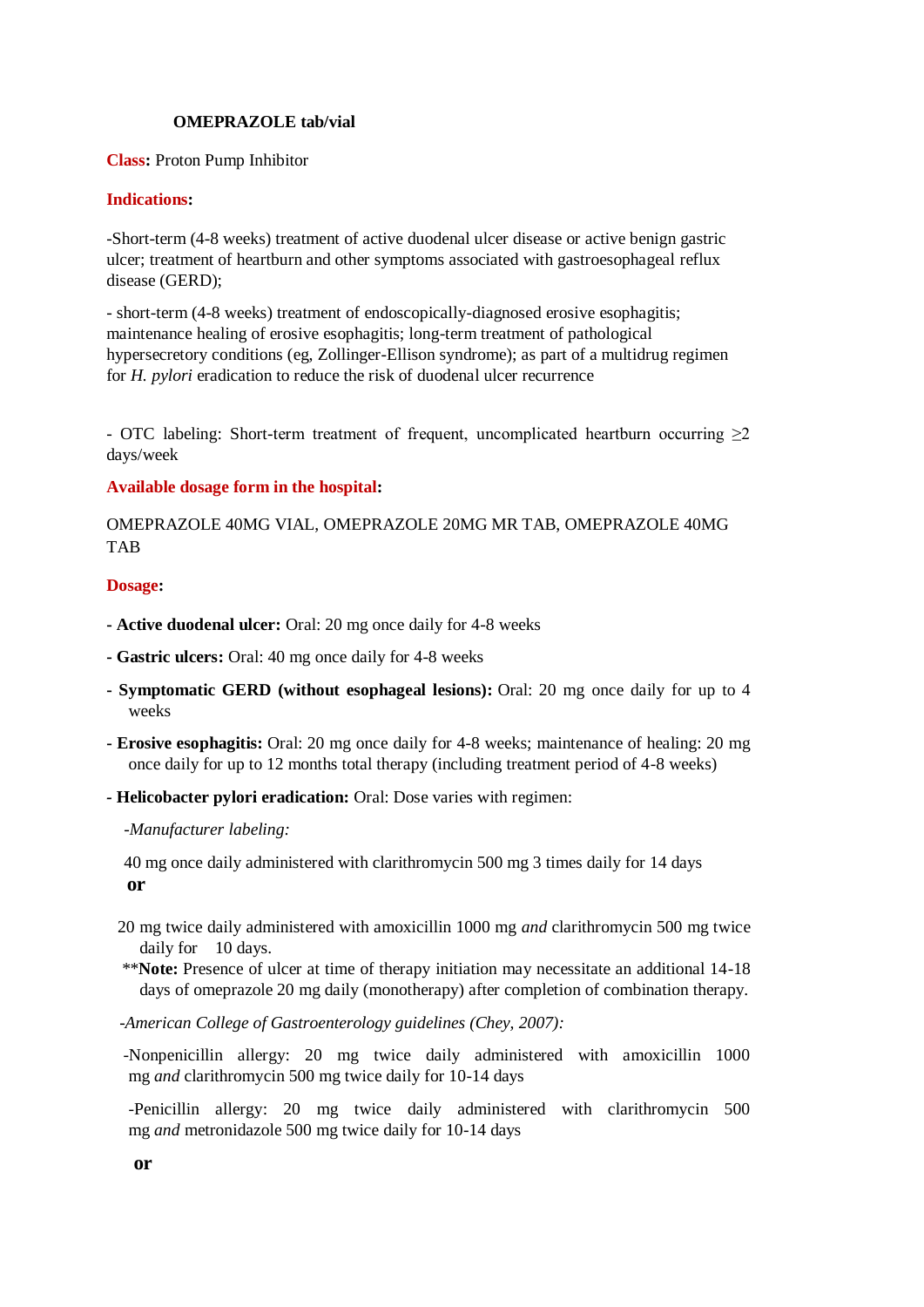# OMEPRAZOLE tab/vial

**Class:** Proton Pump Inhibitor

**Indications:**

-Short-term (4-8 weeks) treatment of active duodenal ulcer disease or active benign gastric ulcer; treatment of heartburn and other symptoms associated with gastroesophageal reflux disease (GERD);

- short-term (4-8 weeks) treatment of endoscopically-diagnosed erosive esophagitis; maintenance healing of erosive esophagitis; long-term treatment of pathological hypersecretory conditions (eg, Zollinger-Ellison syndrome); as part of a multidrug regimen for *H. pylori* eradication to reduce the risk of duodenal ulcer recurrence

- OTC labeling: Short-term treatment of frequent, uncomplicated heartburn occurring ≥2 days/week

**Available dosage form in the hospital:**

OMEPRAZOLE 40MG VIAL, OMEPRAZOLE 20MG MR TAB, OMEPRAZOLE 40MG TAB

**Dosage:**

- **Active duodenal ulcer:** Oral: 20 mg once daily for 4-8 weeks
- **Gastric ulcers:** Oral: 40 mg once daily for 4-8 weeks
- **Symptomatic GERD (without esophageal lesions):** Oral: 20 mg once daily for up to 4 weeks
- **Erosive esophagitis:** Oral: 20 mg once daily for 4-8 weeks; maintenance of healing: 20 mg once daily for up to 12 months total therapy (including treatment period of 4-8 weeks)
- **Helicobacter pylori eradication:** Oral: Dose varies with regimen:

-*Manufacturer labeling:*

40 mg once daily administered with clarithromycin 500 mg 3 times daily for 14 days

**or**

20 mg twice daily administered with amoxicillin 1000 mg *and* clarithromycin 500 mg twice daily for 10 days.

**Note:** Presence of ulcer at time of therapy initiation may necessitate an additional 14-18 days of omeprazole 20 mg daily (monotherapy) after completion of combination therapy.

-*American College of Gastroenterology guidelines (Chey, 2007):*

-Nonpenicillin allergy: 20 mg twice daily administered with amoxicillin 1000 mg *and* clarithromycin 500 mg twice daily for 10-14 days

-Penicillin allergy: 20 mg twice daily administered with clarithromycin 500 mg *and* metronidazole 500 mg twice daily for 10-14 days

**or**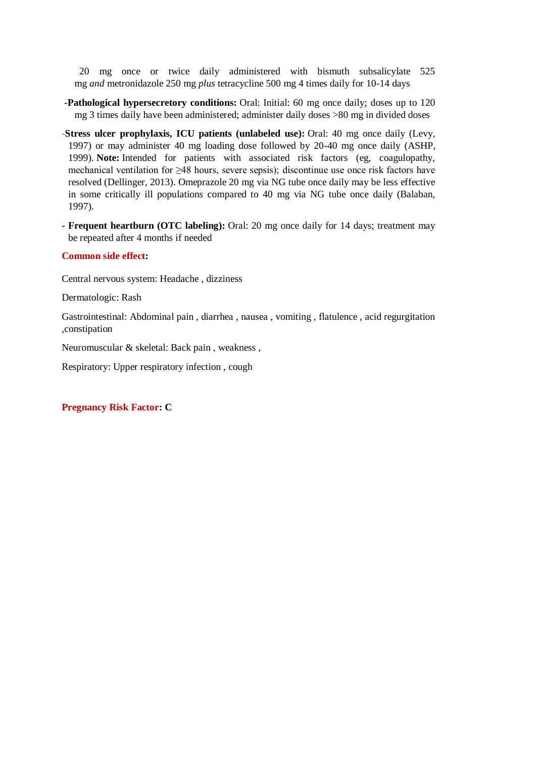20 mg once or twice daily administered with bismuth subsalicylate 525 mg *and* metronidazole 250 mg *plus* tetracycline 500 mg 4 times daily for 10-14 days

-**Pathological hypersecretory conditions:** Oral: Initial: 60 mg once daily; doses up to 120 mg 3 times daily have been administered; administer daily doses >80 mg in divided doses

-**Stress ulcer prophylaxis, ICU patients (unlabeled use):** Oral: 40 mg once daily (Levy, 1997) or may administer 40 mg loading dose followed by 20-40 mg once daily (ASHP, 1999). **Note:** Intended for patients with associated risk factors (eg, coagulopathy, mechanical ventilation for ≥48 hours, severe sepsis); discontinue use once risk factors have resolved (Dellinger, 2013). Omeprazole 20 mg via NG tube once daily may be less effective in some critically ill populations compared to 40 mg via NG tube once daily (Balaban, 1997).

- **Frequent heartburn (OTC labeling):** Oral: 20 mg once daily for 14 days; treatment may be repeated after 4 months if needed

**Common side effect:**

Central nervous system: Headache , dizziness

Dermatologic: Rash

Gastrointestinal: Abdominal pain , diarrhea , nausea , vomiting , flatulence , acid regurgitation ,constipation

Neuromuscular & skeletal: Back pain , weakness ,

Respiratory: Upper respiratory infection , cough

**Pregnancy Risk Factor: C**